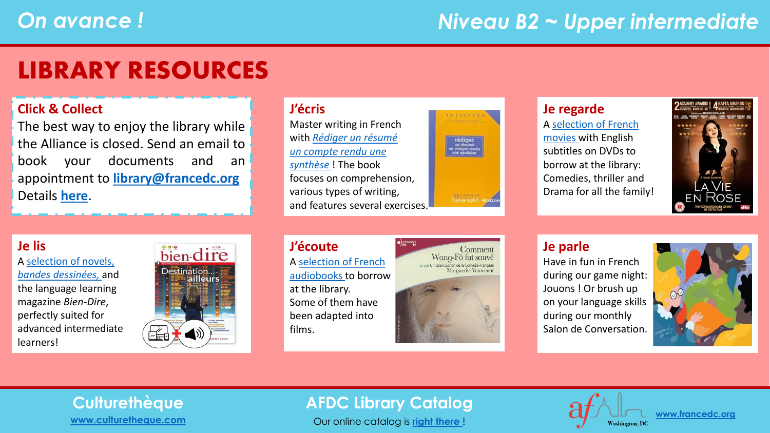*On avance !*

*Niveau B2 ~ Upper intermediate*

# LIBRARY RESOURCES

## Click & Collect

The best way to enjoy the library while the Alliance is closed. Send an email to book your documents and an appointment to **library@francedc.org**

Details **here**.

## J'écris

Master writing in French with *Rédiger un résumé un compte rendu une synthèse* ! The book focuses on comprehension, various types of writing, and features several exercises.

## Je regarde

A selection of French movies with English subtitles on DVDs to borrow at the library: Comedies, thriller and Drama for all the family!

## Je lis

A selection of novels, *bandes dessinées,* and the language learning magazine *Bien-Dire*, perfectly suited for advanced intermediate learners!

## J'écoute

A selection of French audiobooks to borrow at the library.
Some of them have been adapted into films.

## Je parle

Have in fun in French during our game night: Jouons ! Or brush up on your language skills during our monthly Salon de Conversation.

**Culturethèque**
www.culturetheque.com

**AFDC Library Catalog**
Our online catalog is right there !

www.francedc.org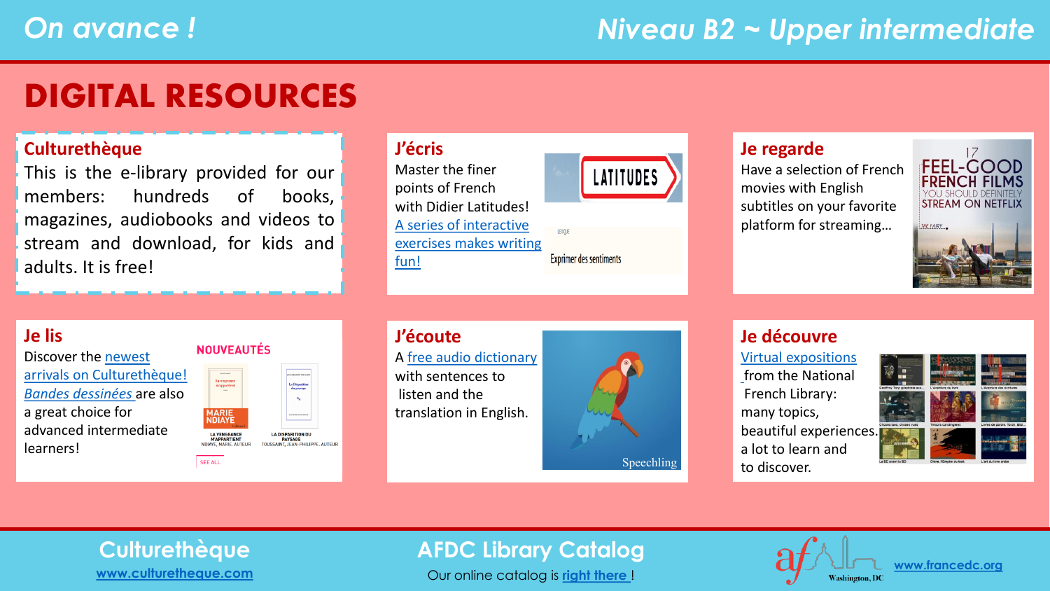On avance !

Niveau B2 ~ Upper intermediate

# DIGITAL RESOURCES

## Culturethèque

This is the e-library provided for our members: hundreds of books, magazines, audiobooks and videos to stream and download, for kids and adults. It is free!

## J'écris

Master the finer points of French with Didier Latitudes! A series of interactive exercises makes writing fun!

## Je regarde

Have a selection of French movies with English subtitles on your favorite platform for streaming…

## Je lis

Discover the newest arrivals on Culturethèque! *Bandes dessinées* are also a great choice for advanced intermediate learners!

## J'écoute

A free audio dictionary with sentences to listen and the translation in English.

## Je découvre

Virtual expositions from the National French Library: many topics, beautiful experiences. a lot to learn and to discover.

**Culturethèque**
www.culturetheque.com

**AFDC Library Catalog**
Our online catalog is right there !

www.francedc.org